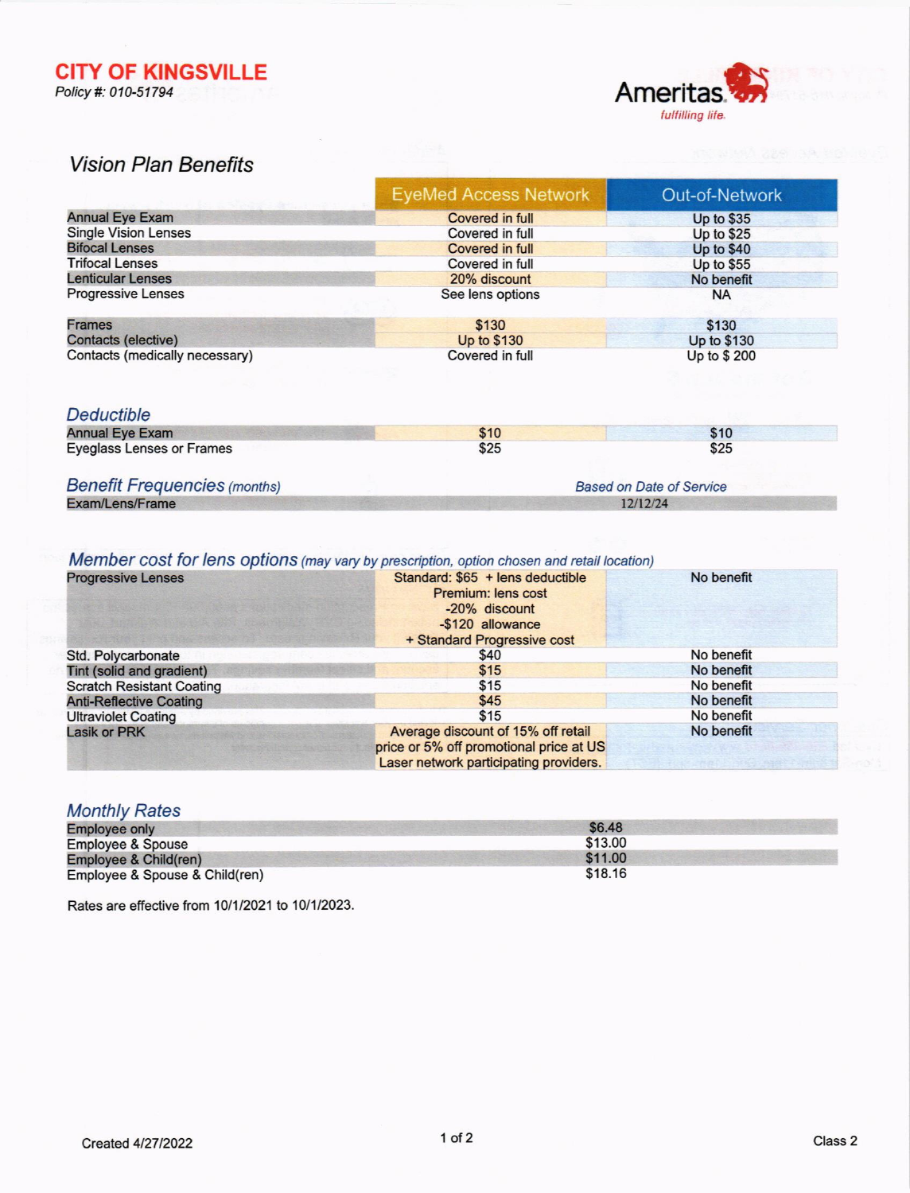# CITY OF KINGSVILLE

*Policy #: 010-51794*

Ameritas *fulfilling life.*

## *Vision Plan Benefits*

| | EyeMed Access Network | Out-of-Network |
|---|---|---|
| Annual Eye Exam | Covered in full | Up to $35 |
| Single Vision Lenses | Covered in full | Up to $25 |
| Bifocal Lenses | Covered in full | Up to $40 |
| Trifocal Lenses | Covered in full | Up to $55 |
| Lenticular Lenses | 20% discount | No benefit |
| Progressive Lenses | See lens options | NA |
| Frames | $130 | $130 |
| Contacts (elective) | Up to $130 | Up to $130 |
| Contacts (medically necessary) | Covered in full | Up to $ 200 |

## *Deductible*

| | EyeMed Access Network | Out-of-Network |
|---|---|---|
| Annual Eye Exam | $10 | $10 |
| Eyeglass Lenses or Frames | $25 | $25 |

## *Benefit Frequencies (months)*

| | *Based on Date of Service* |
|---|---|
| Exam/Lens/Frame | 12/12/24 |

## *Member cost for lens options (may vary by prescription, option chosen and retail location)*

| | EyeMed Access Network | Out-of-Network |
|---|---|---|
| Progressive Lenses | Standard: $65 + lens deductible<br>Premium: lens cost<br>-20% discount<br>-$120 allowance<br>+ Standard Progressive cost | No benefit |
| Std. Polycarbonate | $40 | No benefit |
| Tint (solid and gradient) | $15 | No benefit |
| Scratch Resistant Coating | $15 | No benefit |
| Anti-Reflective Coating | $45 | No benefit |
| Ultraviolet Coating | $15 | No benefit |
| Lasik or PRK | Average discount of 15% off retail price or 5% off promotional price at US Laser network participating providers. | No benefit |

## *Monthly Rates*

| | |
|---|---|
| Employee only | $6.48 |
| Employee & Spouse | $13.00 |
| Employee & Child(ren) | $11.00 |
| Employee & Spouse & Child(ren) | $18.16 |

Rates are effective from 10/1/2021 to 10/1/2023.

Created 4/27/2022

Class 2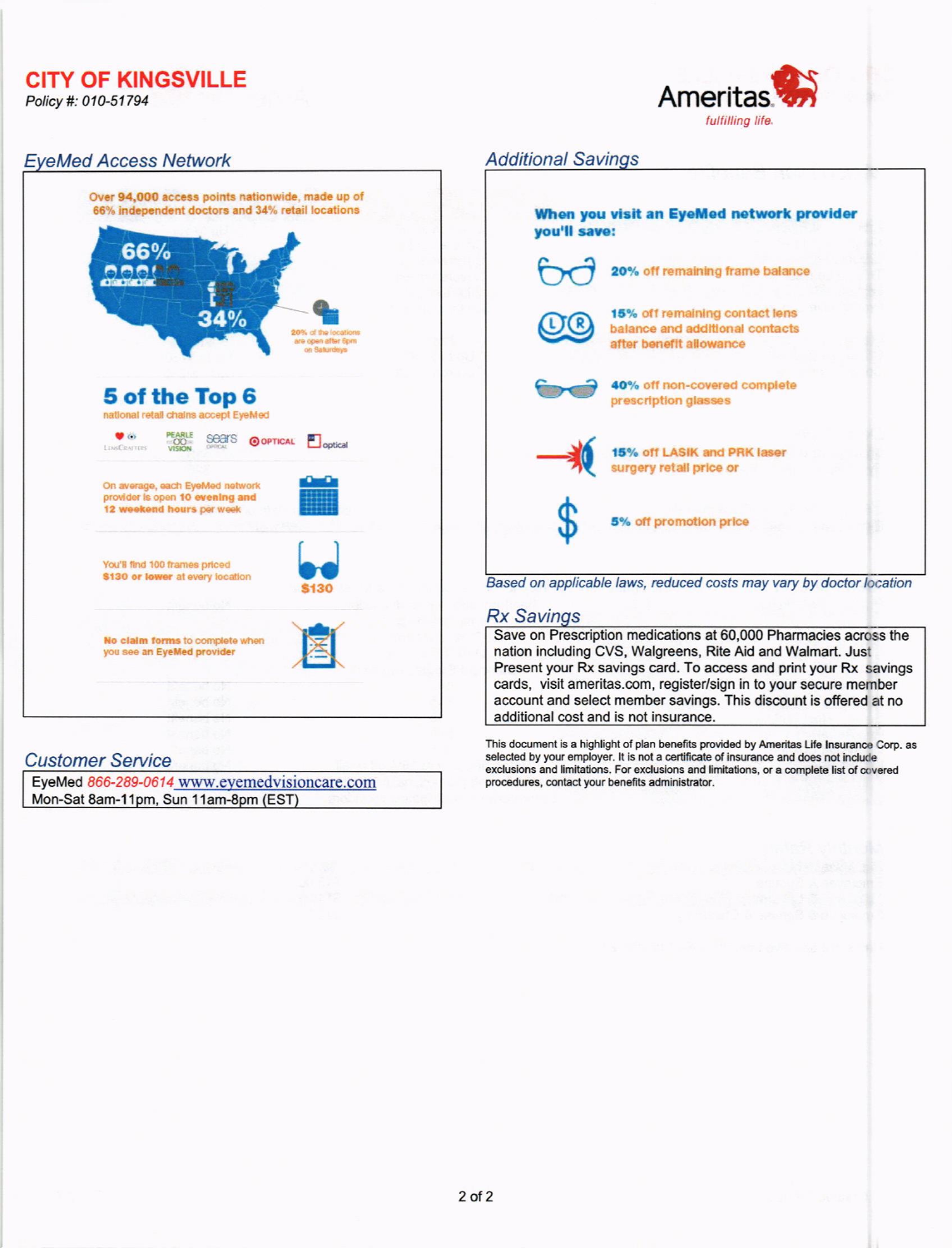**CITY OF KINGSVILLE**
*Policy #: 010-51794*

Ameritas
*fulfilling life.*

## EyeMed Access Network

Over **94,000** access points nationwide, made up of 66% independent doctors and 34% retail locations

66%

34%

20% of the locations are open after 6pm on Saturdays

### 5 of the Top 6

national retail chains accept EyeMed

On average, each EyeMed network provider is open **10 evening and 12 weekend hours** per week

You'll find 100 frames priced **$130 or lower** at every location

$130

**No claim forms** to complete when you see an EyeMed provider

## Additional Savings

**When you visit an EyeMed network provider you'll save:**

- **20%** off remaining frame balance
- **15%** off remaining contact lens balance and additional contacts after benefit allowance
- **40%** off non-covered complete prescription glasses
- **15%** off LASIK and PRK laser surgery retail price or
- **5%** off promotion price

*Based on applicable laws, reduced costs may vary by doctor location*

## Rx Savings

Save on Prescription medications at 60,000 Pharmacies across the nation including CVS, Walgreens, Rite Aid and Walmart. Just Present your Rx savings card. To access and print your Rx savings cards, visit ameritas.com, register/sign in to your secure member account and select member savings. This discount is offered at no additional cost and is not insurance.

This document is a highlight of plan benefits provided by Ameritas Life Insurance Corp. as selected by your employer. It is not a certificate of insurance and does not include exclusions and limitations. For exclusions and limitations, or a complete list of covered procedures, contact your benefits administrator.

## Customer Service

EyeMed 866-289-0614 www.eyemedvisioncare.com
Mon-Sat 8am-11pm, Sun 11am-8pm (EST)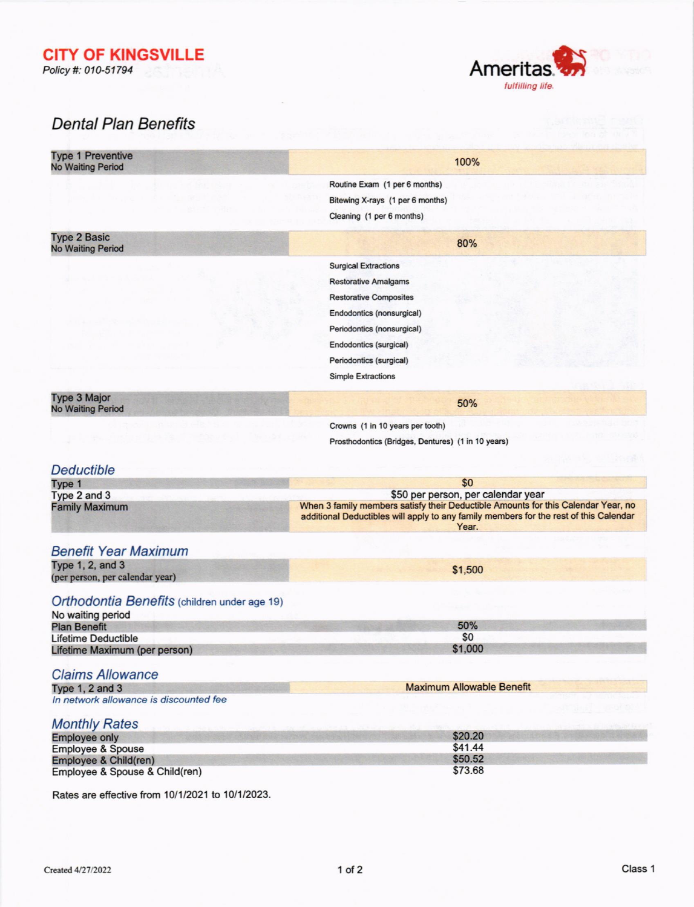**CITY OF KINGSVILLE**
*Policy #: 010-51794*

Ameritas
*fulfilling life.*

## Dental Plan Benefits

| | |
|---|---|
| Type 1 Preventive<br>No Waiting Period | 100% |
| | Routine Exam (1 per 6 months)<br>Bitewing X-rays (1 per 6 months)<br>Cleaning (1 per 6 months) |
| Type 2 Basic<br>No Waiting Period | 80% |
| | Surgical Extractions<br>Restorative Amalgams<br>Restorative Composites<br>Endodontics (nonsurgical)<br>Periodontics (nonsurgical)<br>Endodontics (surgical)<br>Periodontics (surgical)<br>Simple Extractions |
| Type 3 Major<br>No Waiting Period | 50% |
| | Crowns (1 in 10 years per tooth)<br>Prosthodontics (Bridges, Dentures) (1 in 10 years) |

### *Deductible*

| | |
|---|---|
| Type 1 | $0 |
| Type 2 and 3 | $50 per person, per calendar year |
| Family Maximum | When 3 family members satisfy their Deductible Amounts for this Calendar Year, no additional Deductibles will apply to any family members for the rest of this Calendar Year. |

### *Benefit Year Maximum*

| | |
|---|---|
| Type 1, 2, and 3<br>(per person, per calendar year) | $1,500 |

### *Orthodontia Benefits* (children under age 19)

| | |
|---|---|
| No waiting period | |
| Plan Benefit | 50% |
| Lifetime Deductible | $0 |
| Lifetime Maximum (per person) | $1,000 |

### *Claims Allowance*

| | |
|---|---|
| Type 1, 2 and 3<br>*In network allowance is discounted fee* | Maximum Allowable Benefit |

### *Monthly Rates*

| | |
|---|---|
| Employee only | $20.20 |
| Employee & Spouse | $41.44 |
| Employee & Child(ren) | $50.52 |
| Employee & Spouse & Child(ren) | $73.68 |

Rates are effective from 10/1/2021 to 10/1/2023.

Created 4/27/2022

Class 1